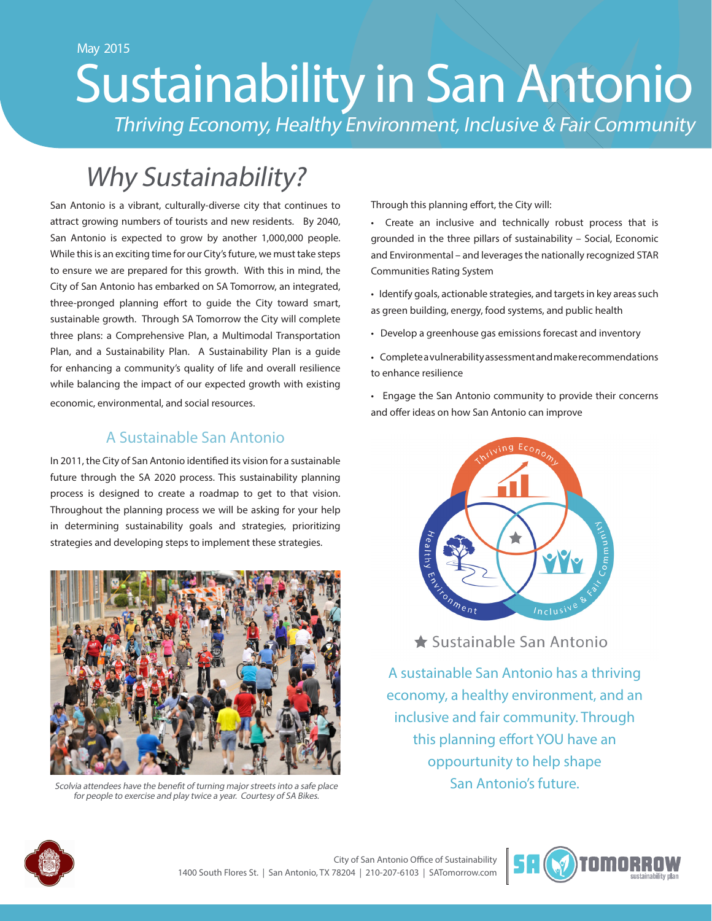May 2015

# Sustainability in San Antonio

*Thriving Economy, Healthy Environment, Inclusive & Fair Community*

## *Why Sustainability?*

San Antonio is a vibrant, culturally-diverse city that continues to attract growing numbers of tourists and new residents. By 2040, San Antonio is expected to grow by another 1,000,000 people. While this is an exciting time for our City's future, we must take steps to ensure we are prepared for this growth. With this in mind, the City of San Antonio has embarked on SA Tomorrow, an integrated, three-pronged planning effort to guide the City toward smart, sustainable growth. Through SA Tomorrow the City will complete three plans: a Comprehensive Plan, a Multimodal Transportation Plan, and a Sustainability Plan. A Sustainability Plan is a guide for enhancing a community's quality of life and overall resilience while balancing the impact of our expected growth with existing economic, environmental, and social resources.

### A Sustainable San Antonio

In 2011, the City of San Antonio identified its vision for a sustainable future through the SA 2020 process. This sustainability planning process is designed to create a roadmap to get to that vision. Throughout the planning process we will be asking for your help in determining sustainability goals and strategies, prioritizing strategies and developing steps to implement these strategies.

*Scolvia attendees have the benefit of turning major streets into a safe place for people to exercise and play twice a year. Courtesy of SA Bikes.*

Through this planning effort, the City will:

- Create an inclusive and technically robust process that is grounded in the three pillars of sustainability – Social, Economic and Environmental – and leverages the nationally recognized STAR Communities Rating System
- Identify goals, actionable strategies, and targets in key areas such as green building, energy, food systems, and public health
- Develop a greenhouse gas emissions forecast and inventory
- Complete a vulnerability assessment and make recommendations to enhance resilience
- Engage the San Antonio community to provide their concerns and offer ideas on how San Antonio can improve

Thriving Economy | Healthy Environment | Inclusive & Fair Community

★ Sustainable San Antonio

A sustainable San Antonio has a thriving economy, a healthy environment, and an inclusive and fair community. Through this planning effort YOU have an oppourtunity to help shape San Antonio's future.

City of San Antonio Office of Sustainability
1400 South Flores St. | San Antonio, TX 78204 | 210-207-6103 | SATomorrow.com

SA TOMORROW sustainability plan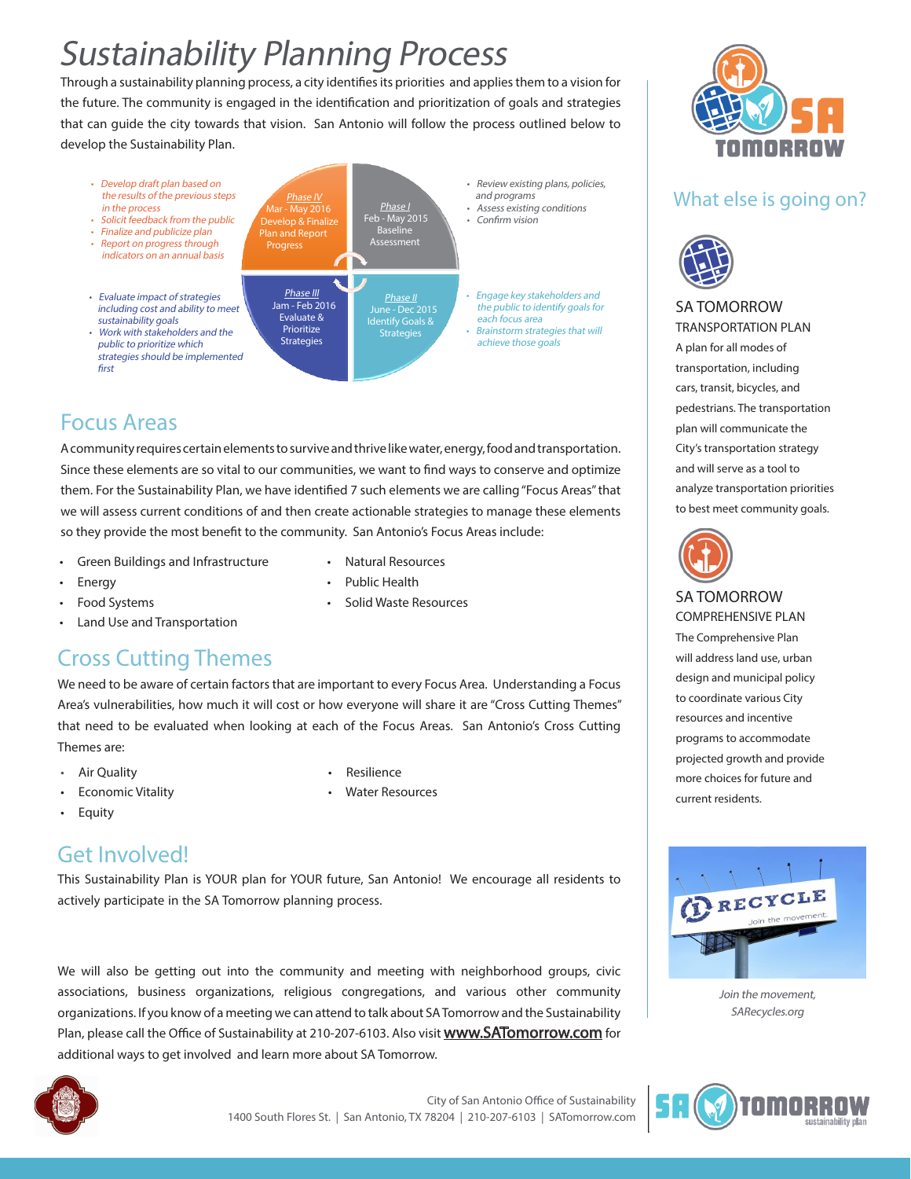# Sustainability Planning Process

Through a sustainability planning process, a city identifies its priorities and applies them to a vision for the future. The community is engaged in the identification and prioritization of goals and strategies that can guide the city towards that vision. San Antonio will follow the process outlined below to develop the Sustainability Plan.

*Phase I*
Feb - May 2015
Baseline Assessment

- *Review existing plans, policies, and programs*
- *Assess existing conditions*
- *Confirm vision*

*Phase II*
June - Dec 2015
Identify Goals & Strategies

- *Engage key stakeholders and the public to identify goals for each focus area*
- *Brainstorm strategies that will achieve those goals*

*Phase III*
Jam - Feb 2016
Evaluate & Prioritize Strategies

- *Evaluate impact of strategies including cost and ability to meet sustainability goals*
- *Work with stakeholders and the public to prioritize which strategies should be implemented first*

*Phase IV*
Mar - May 2016
Develop & Finalize Plan and Report Progress

- *Develop draft plan based on the results of the previous steps in the process*
- *Solicit feedback from the public*
- *Finalize and publicize plan*
- *Report on progress through indicators on an annual basis*

## Focus Areas

A community requires certain elements to survive and thrive like water, energy, food and transportation. Since these elements are so vital to our communities, we want to find ways to conserve and optimize them. For the Sustainability Plan, we have identified 7 such elements we are calling "Focus Areas" that we will assess current conditions of and then create actionable strategies to manage these elements so they provide the most benefit to the community. San Antonio's Focus Areas include:

- Green Buildings and Infrastructure
- Energy
- Food Systems
- Land Use and Transportation
- Natural Resources
- Public Health
- Solid Waste Resources

## Cross Cutting Themes

We need to be aware of certain factors that are important to every Focus Area. Understanding a Focus Area's vulnerabilities, how much it will cost or how everyone will share it are "Cross Cutting Themes" that need to be evaluated when looking at each of the Focus Areas. San Antonio's Cross Cutting Themes are:

- Air Quality
- Economic Vitality
- Equity
- Resilience
- Water Resources

## Get Involved!

This Sustainability Plan is YOUR plan for YOUR future, San Antonio! We encourage all residents to actively participate in the SA Tomorrow planning process.

We will also be getting out into the community and meeting with neighborhood groups, civic associations, business organizations, religious congregations, and various other community organizations. If you know of a meeting we can attend to talk about SA Tomorrow and the Sustainability Plan, please call the Office of Sustainability at 210-207-6103. Also visit www.SATomorrow.com for additional ways to get involved and learn more about SA Tomorrow.

## What else is going on?

**SA TOMORROW**
TRANSPORTATION PLAN

A plan for all modes of transportation, including cars, transit, bicycles, and pedestrians. The transportation plan will communicate the City's transportation strategy and will serve as a tool to analyze transportation priorities to best meet community goals.

**SA TOMORROW**
COMPREHENSIVE PLAN

The Comprehensive Plan will address land use, urban design and municipal policy to coordinate various City resources and incentive programs to accommodate projected growth and provide more choices for future and current residents.

RECYCLE
Join the movement.

*Join the movement, SARecycles.org*

City of San Antonio Office of Sustainability
1400 South Flores St. | San Antonio, TX 78204 | 210-207-6103 | SATomorrow.com

SA TOMORROW sustainability plan